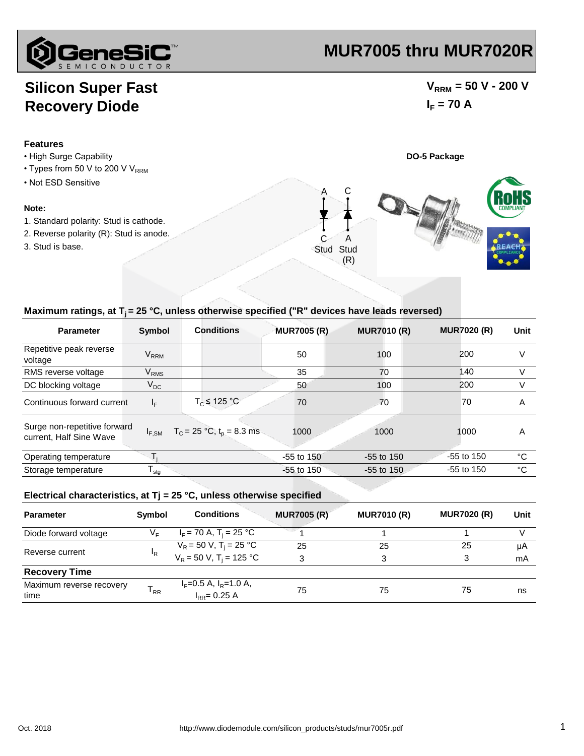# MUR7005 thru MUR7020R

## Silicon Super Fast Recovery Diode

$V_{RRM}$ = 50 V - 200 V

$I_F$ = 70 A

### Features

- High Surge Capability
- Types from 50 V to 200 V $V_{RRM}$
- Not ESD Sensitive

### Note:

1. Standard polarity: Stud is cathode.
2. Reverse polarity (R): Stud is anode.
3. Stud is base.

**DO-5 Package**

A C

C A

Stud Stud (R)

### Maximum ratings, at $T_j$ = 25 °C, unless otherwise specified ("R" devices have leads reversed)

| Parameter | Symbol | Conditions | MUR7005 (R) | MUR7010 (R) | MUR7020 (R) | Unit |
|---|---|---|---|---|---|---|
| Repetitive peak reverse voltage | $V_{RRM}$ | | 50 | 100 | 200 | V |
| RMS reverse voltage | $V_{RMS}$ | | 35 | 70 | 140 | V |
| DC blocking voltage | $V_{DC}$ | | 50 | 100 | 200 | V |
| Continuous forward current | $I_F$ | $T_C \leq$ 125 °C | 70 | 70 | 70 | A |
| Surge non-repetitive forward current, Half Sine Wave | $I_{F,SM}$ | $T_C$ = 25 °C, $t_p$ = 8.3 ms | 1000 | 1000 | 1000 | A |
| Operating temperature | $T_j$ | | -55 to 150 | -55 to 150 | -55 to 150 | °C |
| Storage temperature | $T_{stg}$ | | -55 to 150 | -55 to 150 | -55 to 150 | °C |

### Electrical characteristics, at Tj = 25 °C, unless otherwise specified

| Parameter | Symbol | Conditions | MUR7005 (R) | MUR7010 (R) | MUR7020 (R) | Unit |
|---|---|---|---|---|---|---|
| Diode forward voltage | $V_F$ | $I_F$ = 70 A, $T_j$ = 25 °C | 1 | 1 | 1 | V |
| Reverse current | $I_R$ | $V_R$ = 50 V, $T_j$ = 25 °C | 25 | 25 | 25 | µA |
| | | $V_R$ = 50 V, $T_j$ = 125 °C | 3 | 3 | 3 | mA |
| **Recovery Time** | | | | | | |
| Maximum reverse recovery time | $T_{RR}$ | $I_F$=0.5 A, $I_R$=1.0 A, $I_{RR}$= 0.25 A | 75 | 75 | 75 | ns |

Oct. 2018

http://www.diodemodule.com/silicon_products/studs/mur7005r.pdf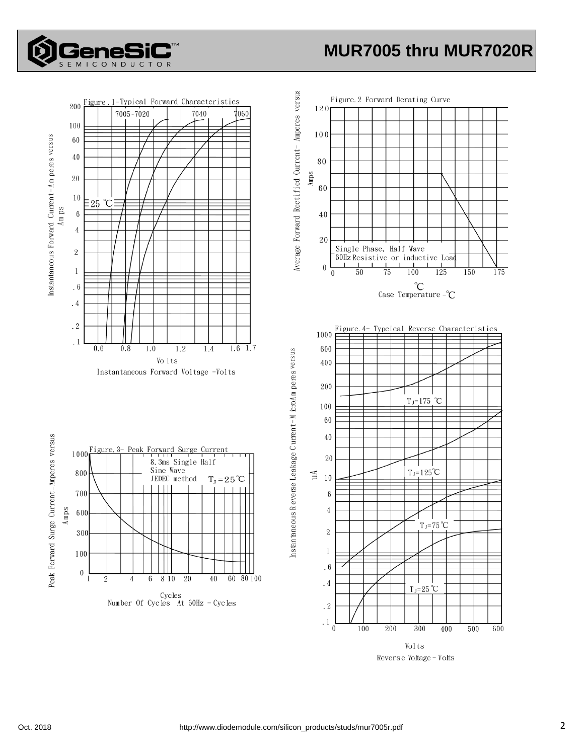Figure.1-Typical Forward Characteristics

Instantaneous Forward Current-Amperes versus Amps

Volts
Instantaneous Forward Voltage -Volts

Figure.2 Forward Derating Curve

Average Forward Rectified Current- Amperes versus Amps

Single Phase, Half Wave
60Hz Resistive or inductive Load

℃
Case Temperature -℃

Figure.3- Peak Forward Surge Current

8.3ms Single Half
Sine Wave
JEDEC method $T_J=25℃$

Peak Forward Surge Current-Amperes versus Amps

Cycles
Number Of Cycles At 60Hz - Cycles

Figure.4- Typeical Reverse Characteristics

Instantaneous Reverse Leakage Current-MicroAmperes versus uA

$T_J=175℃$

$T_J=125℃$

$T_J=75℃$

$T_J=25℃$

Volts
Reverse Voltage-Volts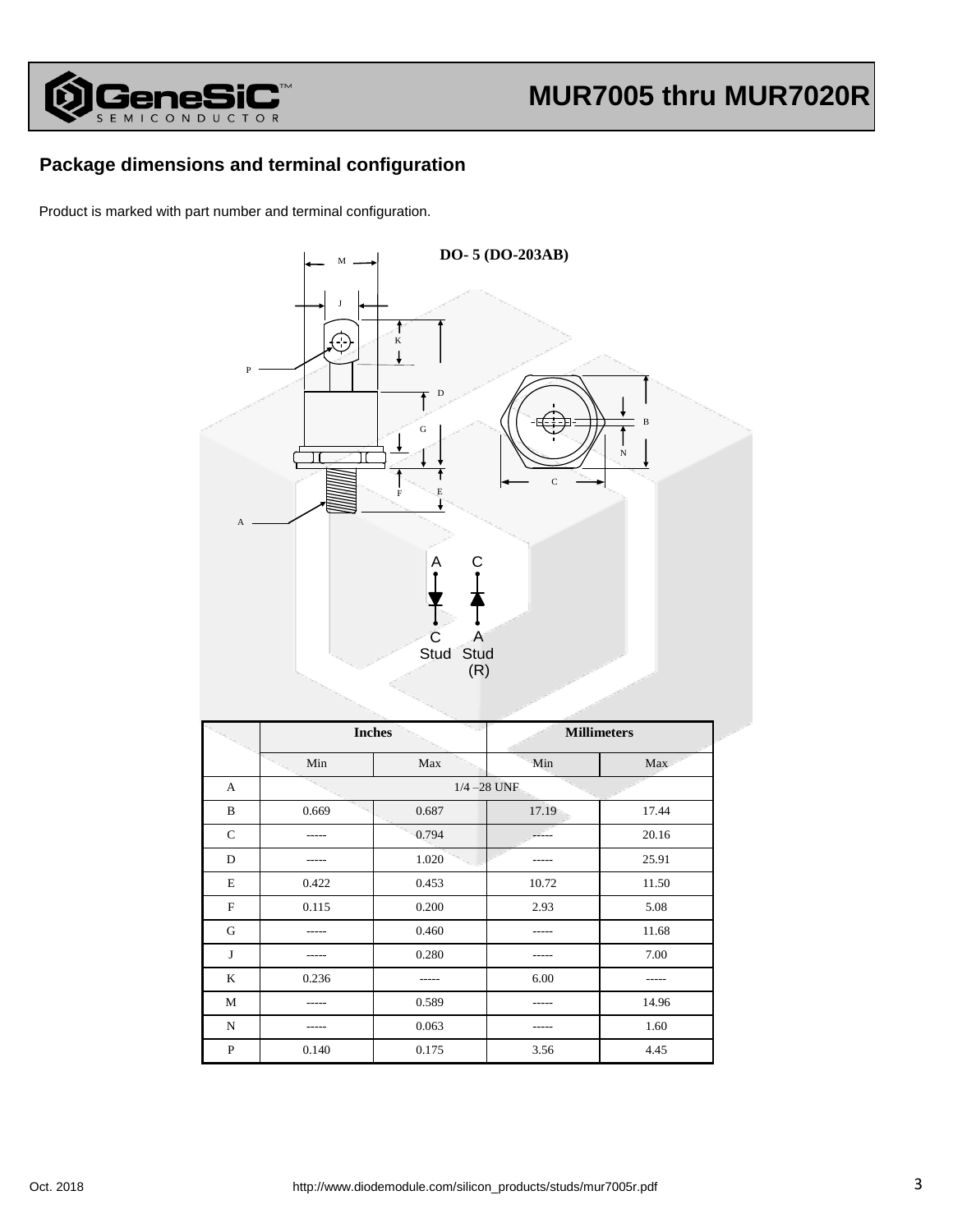## Package dimensions and terminal configuration

Product is marked with part number and terminal configuration.

**DO- 5 (DO-203AB)**

M
J
K
P
D
G
F
E
A
B
N
C

A C
C A
Stud Stud
(R)

| | Inches | | Millimeters | |
|---|---|---|---|---|
| | Min | Max | Min | Max |
| A | 1/4 –28 UNF | | | |
| B | 0.669 | 0.687 | 17.19 | 17.44 |
| C | ----- | 0.794 | ----- | 20.16 |
| D | ----- | 1.020 | ----- | 25.91 |
| E | 0.422 | 0.453 | 10.72 | 11.50 |
| F | 0.115 | 0.200 | 2.93 | 5.08 |
| G | ----- | 0.460 | ----- | 11.68 |
| J | ----- | 0.280 | ----- | 7.00 |
| K | 0.236 | ----- | 6.00 | ----- |
| M | ----- | 0.589 | ----- | 14.96 |
| N | ----- | 0.063 | ----- | 1.60 |
| P | 0.140 | 0.175 | 3.56 | 4.45 |